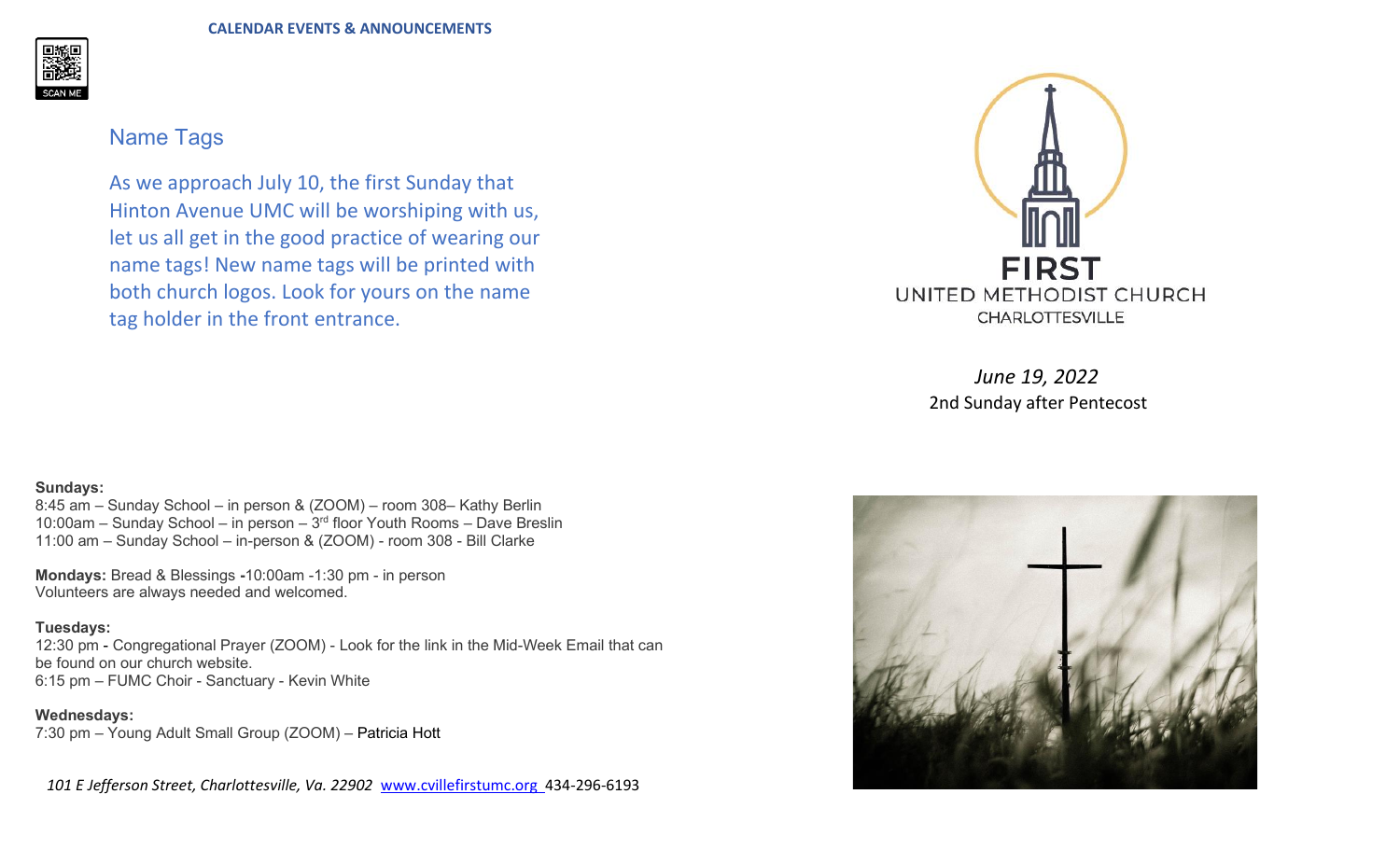**CALENDAR EVENTS & ANNOUNCEMENTS**

## Name Tags

As we approach July 10, the first Sunday that Hinton Avenue UMC will be worshiping with us, let us all get in the good practice of wearing our name tags! New name tags will be printed with both church logos. Look for yours on the name tag holder in the front entrance.

**Sundays:**
8:45 am – Sunday School – in person & (ZOOM) – room 308– Kathy Berlin
10:00am – Sunday School – in person – 3rd floor Youth Rooms – Dave Breslin
11:00 am – Sunday School – in-person & (ZOOM) - room 308 - Bill Clarke

**Mondays:** Bread & Blessings -10:00am -1:30 pm - in person
Volunteers are always needed and welcomed.

**Tuesdays:**
12:30 pm - Congregational Prayer (ZOOM) - Look for the link in the Mid-Week Email that can be found on our church website.
6:15 pm – FUMC Choir - Sanctuary - Kevin White

**Wednesdays:**
7:30 pm – Young Adult Small Group (ZOOM) – Patricia Hott

*101 E Jefferson Street, Charlottesville, Va. 22902* www.cvillefirstumc.org 434-296-6193

# FIRST
UNITED METHODIST CHURCH
CHARLOTTESVILLE

*June 19, 2022*
2nd Sunday after Pentecost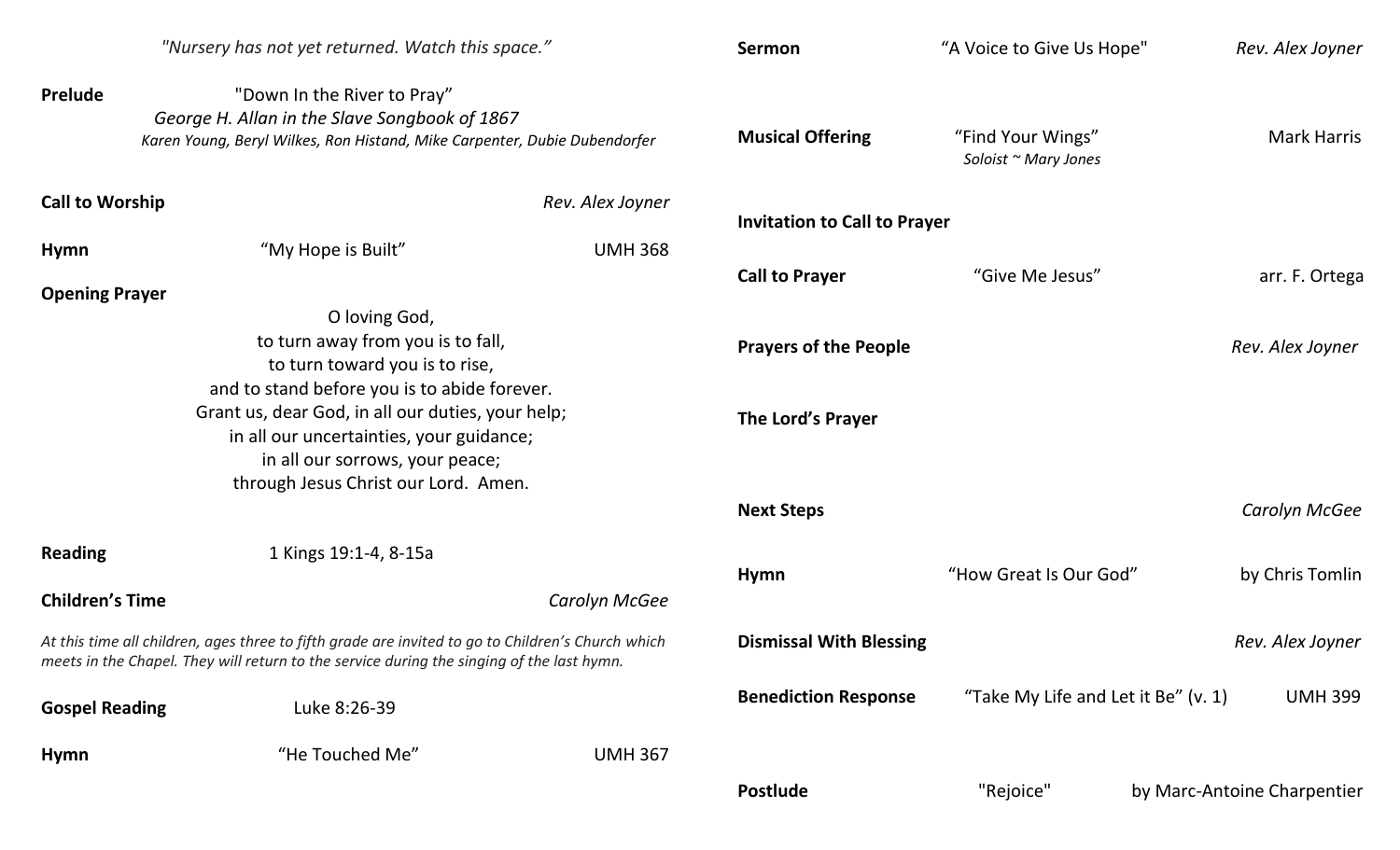*"Nursery has not yet returned. Watch this space."*

**Prelude** "Down In the River to Pray"
*George H. Allan in the Slave Songbook of 1867*
*Karen Young, Beryl Wilkes, Ron Histand, Mike Carpenter, Dubie Dubendorfer*

**Call to Worship** *Rev. Alex Joyner*

**Hymn** "My Hope is Built" UMH 368

**Opening Prayer**

O loving God,
to turn away from you is to fall,
to turn toward you is to rise,
and to stand before you is to abide forever.
Grant us, dear God, in all our duties, your help;
in all our uncertainties, your guidance;
in all our sorrows, your peace;
through Jesus Christ our Lord. Amen.

**Reading** 1 Kings 19:1-4, 8-15a

**Children's Time** *Carolyn McGee*

*At this time all children, ages three to fifth grade are invited to go to Children's Church which meets in the Chapel. They will return to the service during the singing of the last hymn.*

**Gospel Reading** Luke 8:26-39

**Hymn** "He Touched Me" UMH 367

**Sermon** "A Voice to Give Us Hope" *Rev. Alex Joyner*

**Musical Offering** "Find Your Wings" Mark Harris
*Soloist ~ Mary Jones*

**Invitation to Call to Prayer**

**Call to Prayer** "Give Me Jesus" arr. F. Ortega

**Prayers of the People** *Rev. Alex Joyner*

**The Lord's Prayer**

**Next Steps** *Carolyn McGee*

**Hymn** "How Great Is Our God" by Chris Tomlin

**Dismissal With Blessing** *Rev. Alex Joyner*

**Benediction Response** "Take My Life and Let it Be" (v. 1) UMH 399

**Postlude** "Rejoice" by Marc-Antoine Charpentier